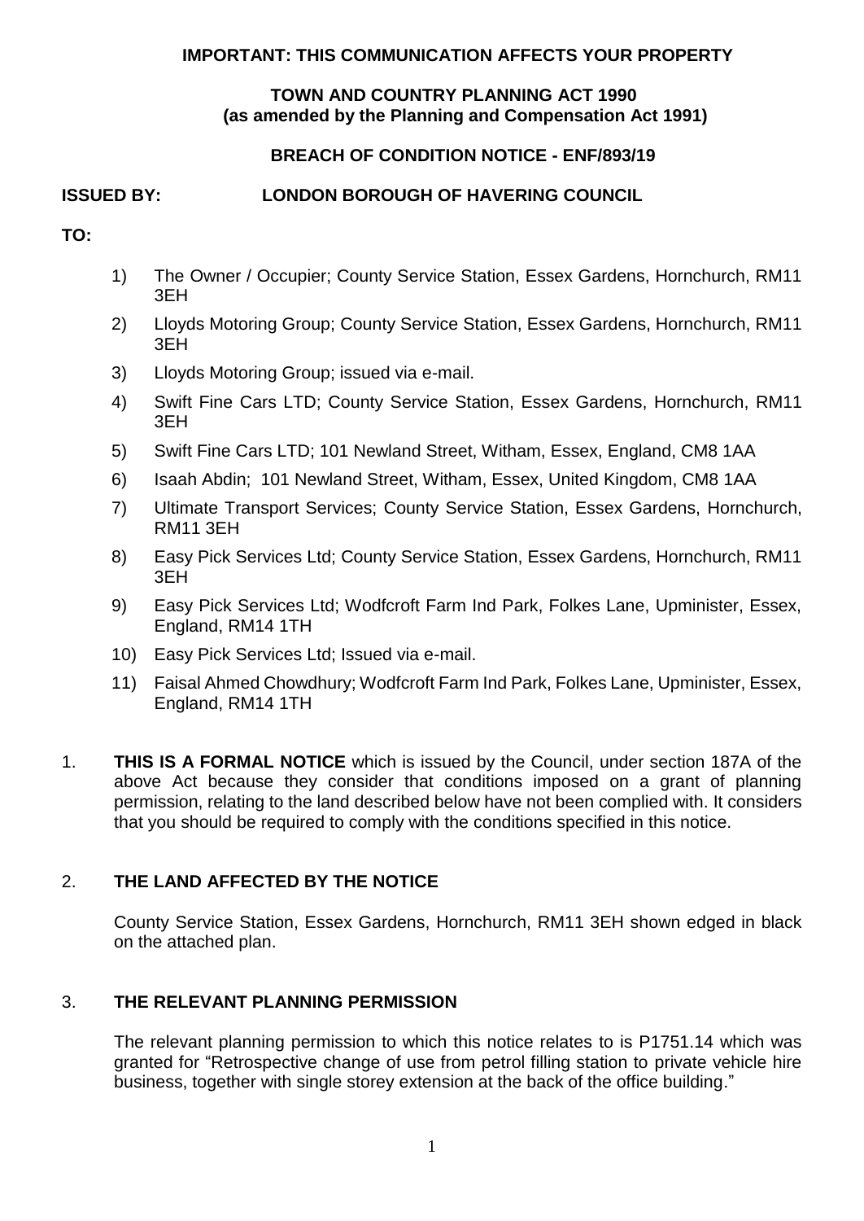**IMPORTANT: THIS COMMUNICATION AFFECTS YOUR PROPERTY**

**TOWN AND COUNTRY PLANNING ACT 1990**
**(as amended by the Planning and Compensation Act 1991)**

**BREACH OF CONDITION NOTICE - ENF/893/19**

**ISSUED BY:** **LONDON BOROUGH OF HAVERING COUNCIL**

**TO:**

1) The Owner / Occupier; County Service Station, Essex Gardens, Hornchurch, RM11 3EH
2) Lloyds Motoring Group; County Service Station, Essex Gardens, Hornchurch, RM11 3EH
3) Lloyds Motoring Group; issued via e-mail.
4) Swift Fine Cars LTD; County Service Station, Essex Gardens, Hornchurch, RM11 3EH
5) Swift Fine Cars LTD; 101 Newland Street, Witham, Essex, England, CM8 1AA
6) Isaah Abdin; 101 Newland Street, Witham, Essex, United Kingdom, CM8 1AA
7) Ultimate Transport Services; County Service Station, Essex Gardens, Hornchurch, RM11 3EH
8) Easy Pick Services Ltd; County Service Station, Essex Gardens, Hornchurch, RM11 3EH
9) Easy Pick Services Ltd; Wodfcroft Farm Ind Park, Folkes Lane, Upminister, Essex, England, RM14 1TH
10) Easy Pick Services Ltd; Issued via e-mail.
11) Faisal Ahmed Chowdhury; Wodfcroft Farm Ind Park, Folkes Lane, Upminister, Essex, England, RM14 1TH

1. **THIS IS A FORMAL NOTICE** which is issued by the Council, under section 187A of the above Act because they consider that conditions imposed on a grant of planning permission, relating to the land described below have not been complied with. It considers that you should be required to comply with the conditions specified in this notice.

2. **THE LAND AFFECTED BY THE NOTICE**

   County Service Station, Essex Gardens, Hornchurch, RM11 3EH shown edged in black on the attached plan.

3. **THE RELEVANT PLANNING PERMISSION**

   The relevant planning permission to which this notice relates to is P1751.14 which was granted for "Retrospective change of use from petrol filling station to private vehicle hire business, together with single storey extension at the back of the office building."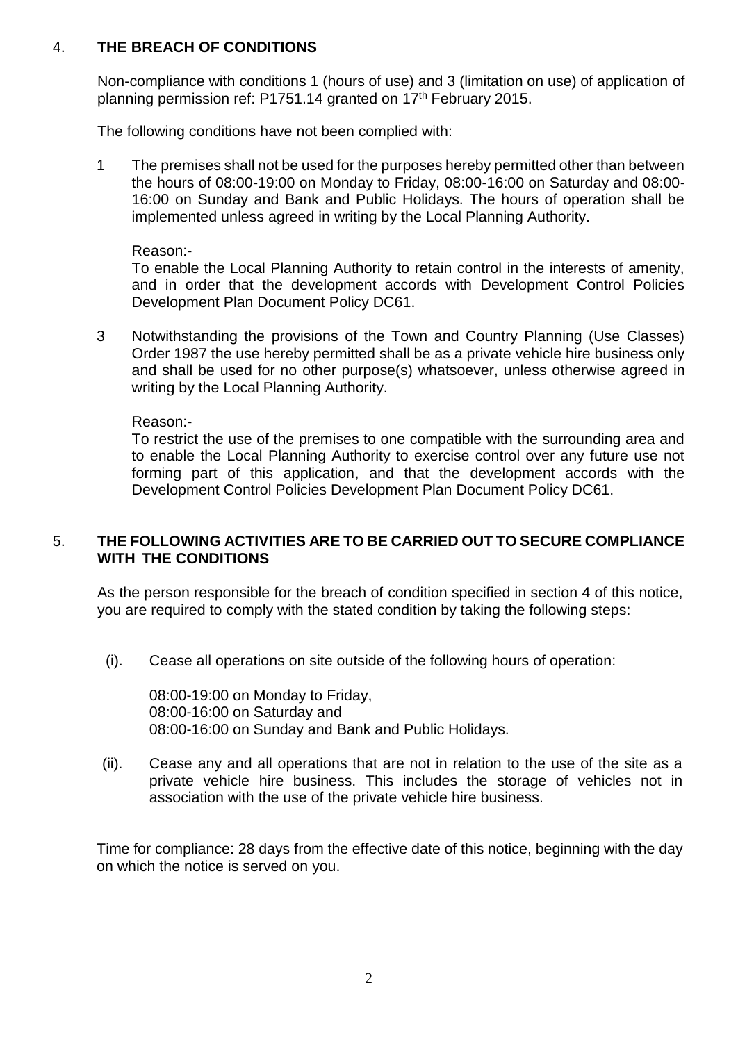## 4. THE BREACH OF CONDITIONS

Non-compliance with conditions 1 (hours of use) and 3 (limitation on use) of application of planning permission ref: P1751.14 granted on 17th February 2015.

The following conditions have not been complied with:

1 The premises shall not be used for the purposes hereby permitted other than between the hours of 08:00-19:00 on Monday to Friday, 08:00-16:00 on Saturday and 08:00-16:00 on Sunday and Bank and Public Holidays. The hours of operation shall be implemented unless agreed in writing by the Local Planning Authority.

   Reason:-
   To enable the Local Planning Authority to retain control in the interests of amenity, and in order that the development accords with Development Control Policies Development Plan Document Policy DC61.

3 Notwithstanding the provisions of the Town and Country Planning (Use Classes) Order 1987 the use hereby permitted shall be as a private vehicle hire business only and shall be used for no other purpose(s) whatsoever, unless otherwise agreed in writing by the Local Planning Authority.

   Reason:-
   To restrict the use of the premises to one compatible with the surrounding area and to enable the Local Planning Authority to exercise control over any future use not forming part of this application, and that the development accords with the Development Control Policies Development Plan Document Policy DC61.

## 5. THE FOLLOWING ACTIVITIES ARE TO BE CARRIED OUT TO SECURE COMPLIANCE WITH THE CONDITIONS

As the person responsible for the breach of condition specified in section 4 of this notice, you are required to comply with the stated condition by taking the following steps:

(i). Cease all operations on site outside of the following hours of operation:

   08:00-19:00 on Monday to Friday,
   08:00-16:00 on Saturday and
   08:00-16:00 on Sunday and Bank and Public Holidays.

(ii). Cease any and all operations that are not in relation to the use of the site as a private vehicle hire business. This includes the storage of vehicles not in association with the use of the private vehicle hire business.

Time for compliance: 28 days from the effective date of this notice, beginning with the day on which the notice is served on you.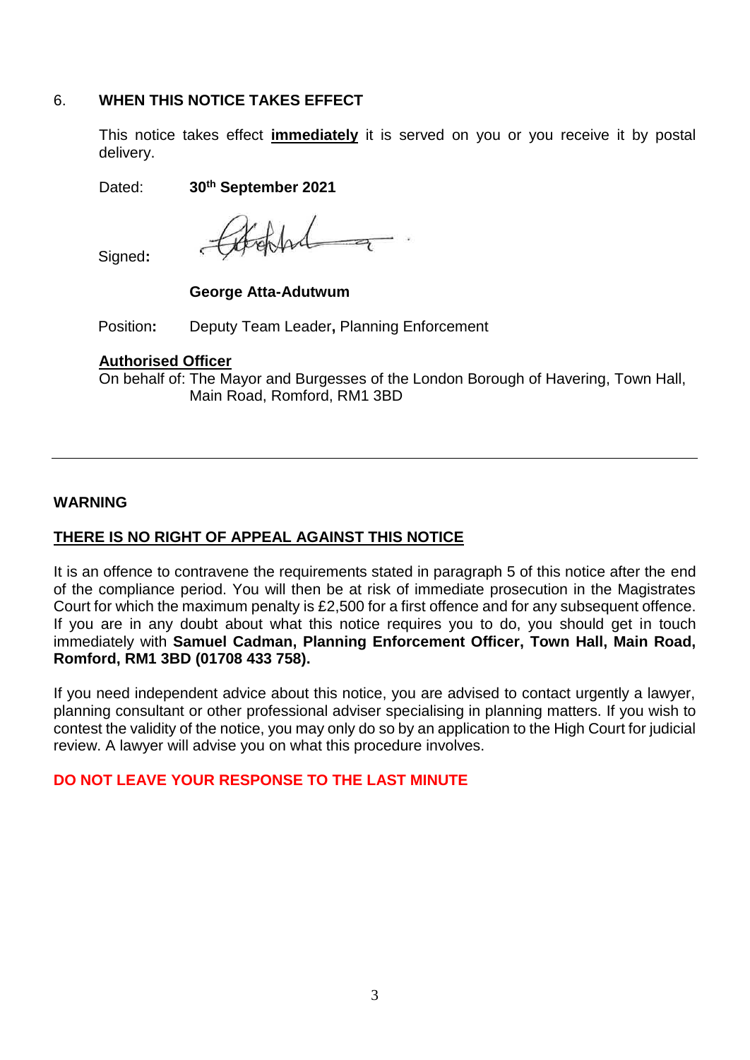## 6. WHEN THIS NOTICE TAKES EFFECT

This notice takes effect **immediately** it is served on you or you receive it by postal delivery.

Dated: **30th September 2021**

Signed:

**George Atta-Adutwum**

Position: Deputy Team Leader, Planning Enforcement

**Authorised Officer**

On behalf of: The Mayor and Burgesses of the London Borough of Havering, Town Hall, Main Road, Romford, RM1 3BD

---

**WARNING**

**THERE IS NO RIGHT OF APPEAL AGAINST THIS NOTICE**

It is an offence to contravene the requirements stated in paragraph 5 of this notice after the end of the compliance period. You will then be at risk of immediate prosecution in the Magistrates Court for which the maximum penalty is £2,500 for a first offence and for any subsequent offence. If you are in any doubt about what this notice requires you to do, you should get in touch immediately with **Samuel Cadman, Planning Enforcement Officer, Town Hall, Main Road, Romford, RM1 3BD (01708 433 758).**

If you need independent advice about this notice, you are advised to contact urgently a lawyer, planning consultant or other professional adviser specialising in planning matters. If you wish to contest the validity of the notice, you may only do so by an application to the High Court for judicial review. A lawyer will advise you on what this procedure involves.

**DO NOT LEAVE YOUR RESPONSE TO THE LAST MINUTE**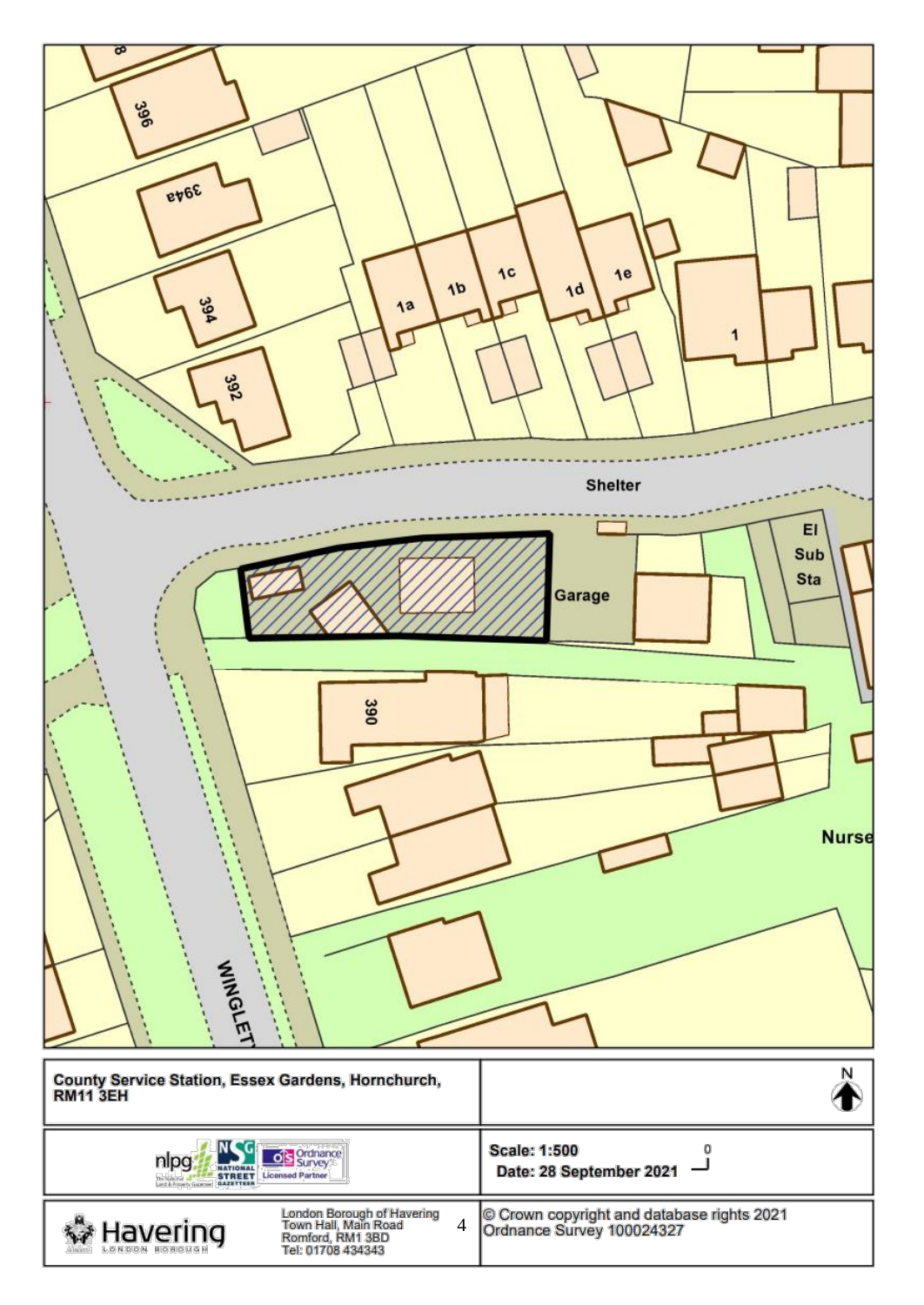396

394a

394

392

1a

1b

1c

1d

1e

1

Shelter

El Sub Sta

Garage

390

Nurse

WINGLET

| | |
|---|---|
| **County Service Station, Essex Gardens, Hornchurch, RM11 3EH** | N |
| nlpg NSG National Street Gazetteer Ordnance Survey Licensed Partner | **Scale: 1:500** 0<br>**Date: 28 September 2021** |
| Havering London Borough — London Borough of Havering, Town Hall, Main Road, Romford, RM1 3BD, Tel: 01708 434343 | © Crown copyright and database rights 2021 Ordnance Survey 100024327 |